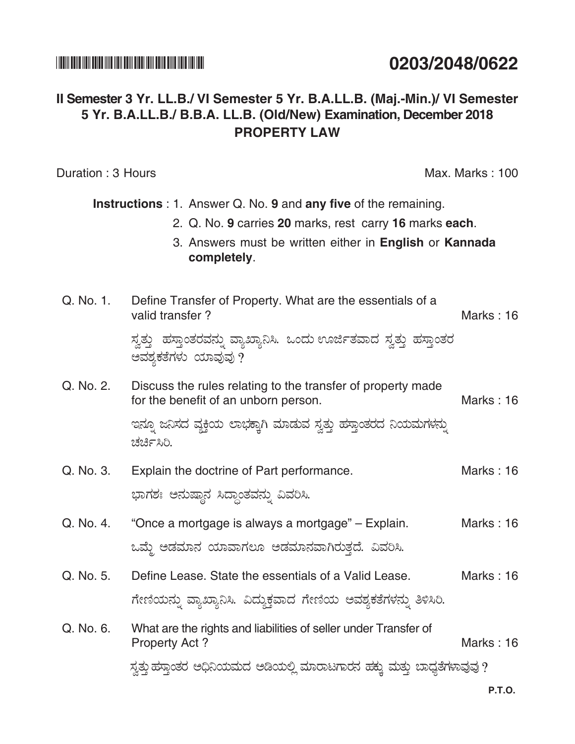**0203/2048/0622**

## II Semester 3 Yr. LL.B./ VI Semester 5 Yr. B.A.LL.B. (Maj.-Min.)/ VI Semester 5 Yr. B.A.LL.B./ B.B.A. LL.B. (Old/New) Examination, December 2018

## PROPERTY LAW

Duration : 3 Hours — Max. Marks : 100

**Instructions** : 1. Answer Q. No. **9** and **any five** of the remaining.

2. Q. No. **9** carries **20** marks, rest carry **16** marks **each**.

3. Answers must be written either in **English** or **Kannada completely**.

Q. No. 1. Define Transfer of Property. What are the essentials of a valid transfer ? Marks : 16

ಸ್ವತ್ತು ಹಸ್ತಾಂತರವನ್ನು ವ್ಯಾಖ್ಯಾನಿಸಿ. ಒಂದು ಊರ್ಜಿತವಾದ ಸ್ವತ್ತು ಹಸ್ತಾಂತರ ಆವಶ್ಯಕತೆಗಳು ಯಾವುವು ?

Q. No. 2. Discuss the rules relating to the transfer of property made for the benefit of an unborn person. Marks : 16

ಇನ್ನೂ ಜನಿಸದ ವ್ಯಕ್ತಿಯ ಲಾಭಕ್ಕಾಗಿ ಮಾಡುವ ಸ್ವತ್ತು ಹಸ್ತಾಂತರದ ನಿಯಮಗಳನ್ನು ಚರ್ಚಿಸಿರಿ.

Q. No. 3. Explain the doctrine of Part performance. Marks : 16

ಭಾಗಶಃ ಅನುಷ್ಠಾನ ಸಿದ್ಧಾಂತವನ್ನು ವಿವರಿಸಿ.

Q. No. 4. "Once a mortgage is always a mortgage" – Explain. Marks : 16

ಒಮ್ಮೆ ಅಡಮಾನ ಯಾವಾಗಲೂ ಅಡಮಾನವಾಗಿರುತ್ತದೆ. ವಿವರಿಸಿ.

Q. No. 5. Define Lease. State the essentials of a Valid Lease. Marks : 16

ಗೇಣಿಯನ್ನು ವ್ಯಾಖ್ಯಾನಿಸಿ. ವಿಧ್ಯುಕ್ತವಾದ ಗೇಣಿಯ ಆವಶ್ಯಕತೆಗಳನ್ನು ತಿಳಿಸಿರಿ.

Q. No. 6. What are the rights and liabilities of seller under Transfer of Property Act ? Marks : 16

ಸ್ವತ್ತು ಹಸ್ತಾಂತರ ಅಧಿನಿಯಮದ ಅಡಿಯಲ್ಲಿ ಮಾರಾಟಗಾರನ ಹಕ್ಕು ಮತ್ತು ಬಾಧ್ಯತೆಗಳಾವುವು ?

P.T.O.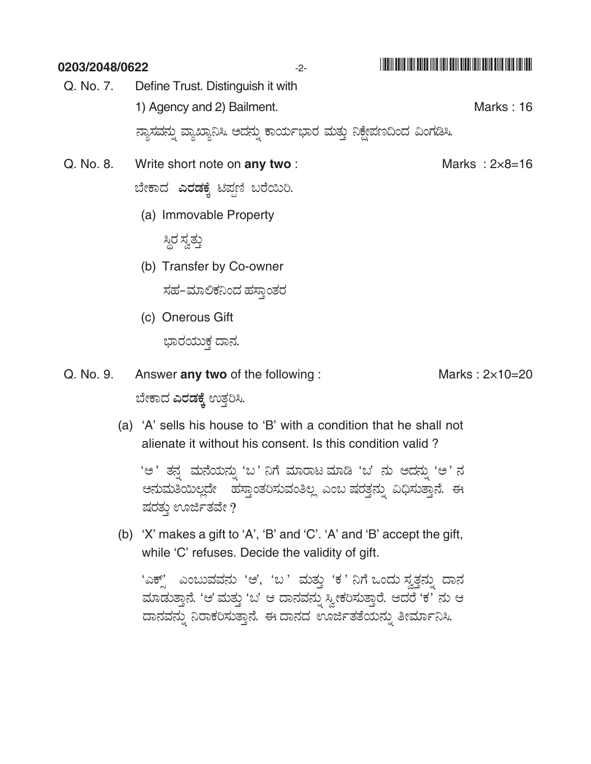Q. No. 7. Define Trust. Distinguish it with

1) Agency and 2) Bailment. Marks : 16

ನ್ಯಾಸವನ್ನು ವ್ಯಾಖ್ಯಾನಿಸಿ. ಅದನ್ನು ಕಾರ್ಯಭಾರ ಮತ್ತು ನಿಕ್ಷೇಪಣದಿಂದ ವಿಂಗಡಿಸಿ.

Q. No. 8. Write short note on **any two** : Marks : 2×8=16

ಬೇಕಾದ **ಎರಡಕ್ಕೆ** ಟಿಪ್ಪಣಿ ಬರೆಯಿರಿ.

(a) Immovable Property

ಸ್ಥಿರ ಸ್ವತ್ತು

(b) Transfer by Co-owner

ಸಹ-ಮಾಲಿಕನಿಂದ ಹಸ್ತಾಂತರ

(c) Onerous Gift

ಭಾರಯುಕ್ತ ದಾನ.

Q. No. 9. Answer **any two** of the following : Marks : 2×10=20

ಬೇಕಾದ **ಎರಡಕ್ಕೆ** ಉತ್ತರಿಸಿ.

(a) 'A' sells his house to 'B' with a condition that he shall not alienate it without his consent. Is this condition valid ?

'ಅ' ತನ್ನ ಮನೆಯನ್ನು 'ಬ' ನಿಗೆ ಮಾರಾಟ ಮಾಡಿ 'ಬ' ನು ಅದನ್ನು 'ಅ' ನ ಅನುಮತಿಯಿಲ್ಲದೇ ಹಸ್ತಾಂತರಿಸುವಂತಿಲ್ಲ ಎಂಬ ಷರತ್ತನ್ನು ವಿಧಿಸುತ್ತಾನೆ. ಈ ಷರತ್ತು ಊರ್ಜಿತವೇ ?

(b) 'X' makes a gift to 'A', 'B' and 'C'. 'A' and 'B' accept the gift, while 'C' refuses. Decide the validity of gift.

'ಎಕ್ಸ್' ಎಂಬುವವನು 'ಅ', 'ಬ' ಮತ್ತು 'ಕ' ನಿಗೆ ಒಂದು ಸ್ವತ್ತನ್ನು ದಾನ ಮಾಡುತ್ತಾನೆ. 'ಅ' ಮತ್ತು 'ಬ' ಆ ದಾನವನ್ನು ಸ್ವೀಕರಿಸುತ್ತಾರೆ. ಆದರೆ 'ಕ' ನು ಆ ದಾನವನ್ನು ನಿರಾಕರಿಸುತ್ತಾನೆ. ಈ ದಾನದ ಊರ್ಜಿತತೆಯನ್ನು ತೀರ್ಮಾನಿಸಿ.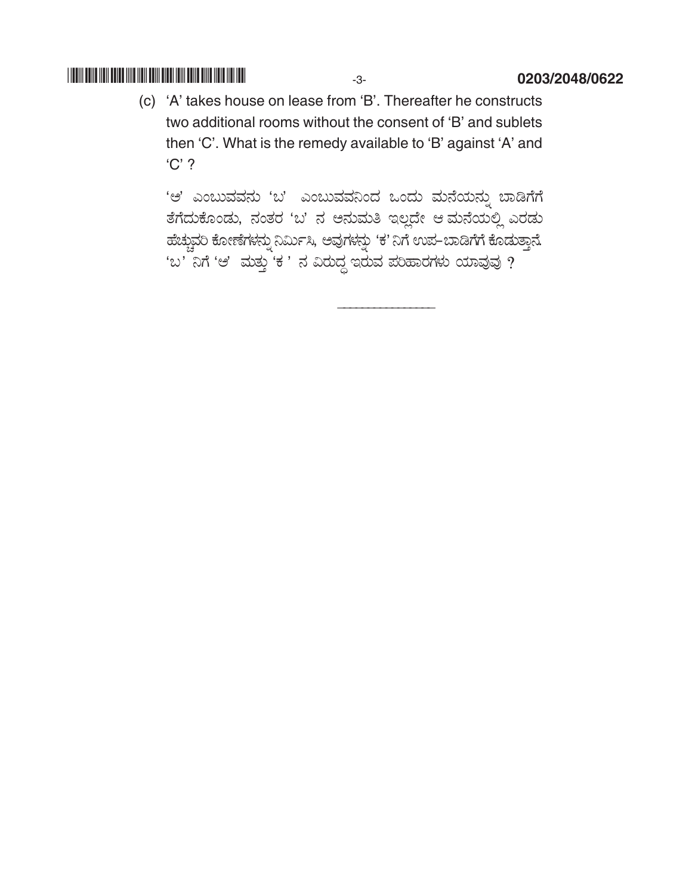(c) 'A' takes house on lease from 'B'. Thereafter he constructs two additional rooms without the consent of 'B' and sublets then 'C'. What is the remedy available to 'B' against 'A' and 'C' ?

'ಅ' ಎಂಬುವವನು 'ಬ' ಎಂಬುವವನಿಂದ ಒಂದು ಮನೆಯನ್ನು ಬಾಡಿಗೆಗೆ ತೆಗೆದುಕೊಂಡು, ನಂತರ 'ಬ' ನ ಅನುಮತಿ ಇಲ್ಲದೇ ಆ ಮನೆಯಲ್ಲಿ ಎರಡು ಹೆಚ್ಚುವರಿ ಕೋಣೆಗಳನ್ನು ನಿರ್ಮಿಸಿ, ಅವುಗಳನ್ನು 'ಕ' ನಿಗೆ ಉಪ-ಬಾಡಿಗೆಗೆ ಕೊಡುತ್ತಾನೆ. 'ಬ' ನಿಗೆ 'ಅ' ಮತ್ತು 'ಕ' ನ ವಿರುದ್ಧ ಇರುವ ಪರಿಹಾರಗಳು ಯಾವುವು ?

---